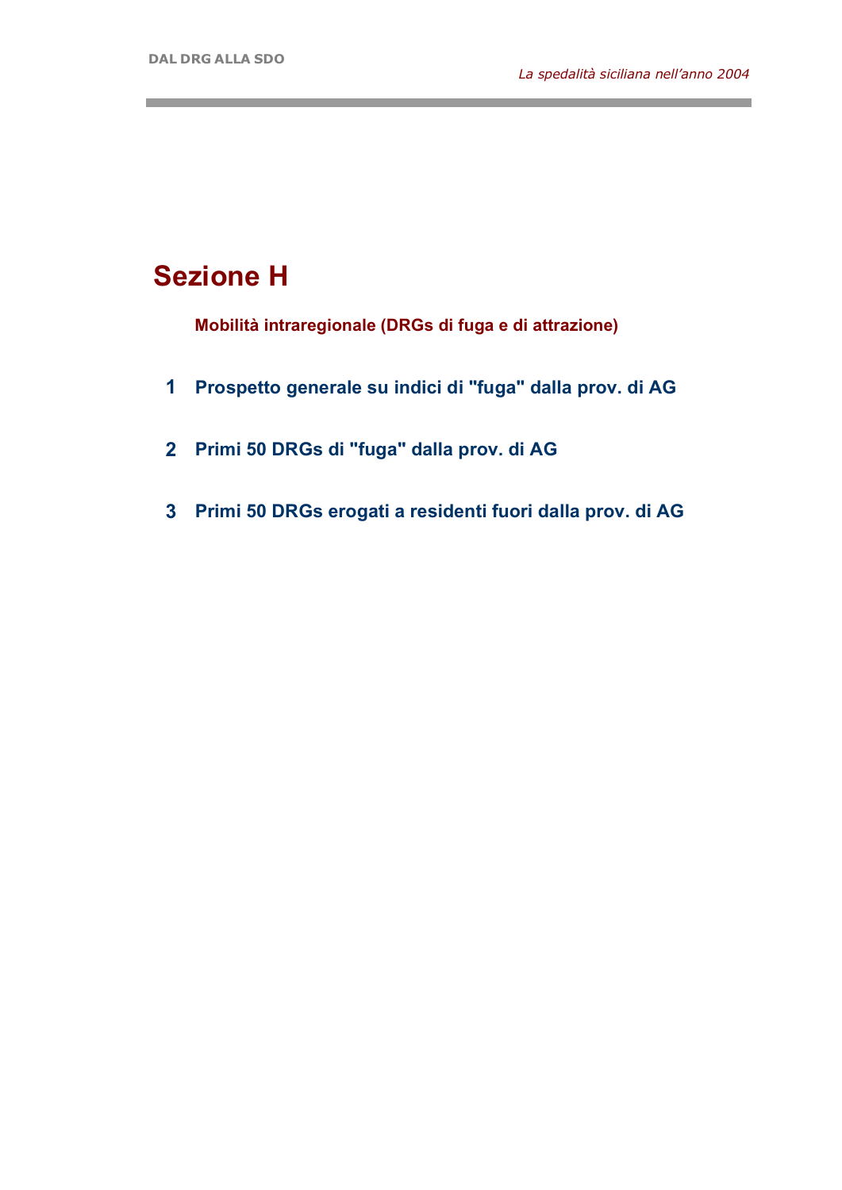# Sezione H

## Mobilità intraregionale (DRGs di fuga e di attrazione)

1. **Prospetto generale su indici di "fuga" dalla prov. di AG**

2. **Primi 50 DRGs di "fuga" dalla prov. di AG**

3. **Primi 50 DRGs erogati a residenti fuori dalla prov. di AG**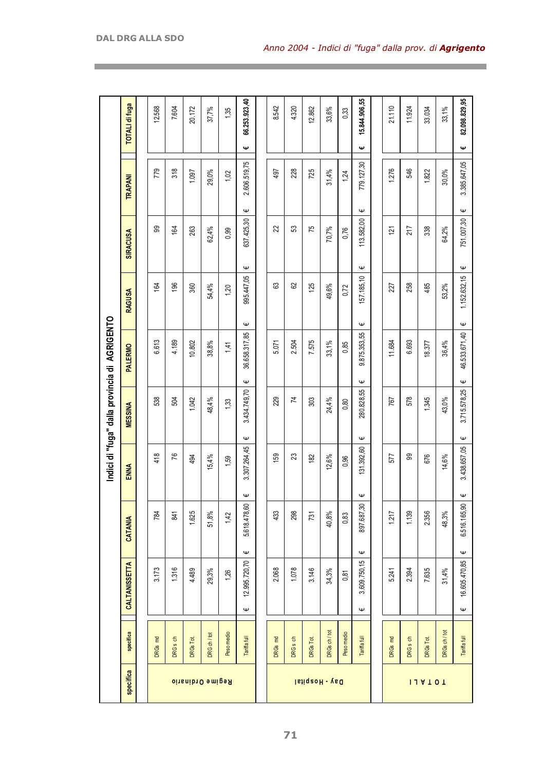*Anno 2004 - Indici di "fuga" dalla prov. di **Agrigento***

## Indici di "fuga" dalla provincia di AGRIGENTO

| specifica | specifica | CALTANISSETTA | CATANIA | ENNA | MESSINA | PALERMO | RAGUSA | SIRACUSA | TRAPANI | TOTALI di fuga |
|---|---|---|---|---|---|---|---|---|---|---|
| Regime Ordinario | DRGs md | 3.173 | 784 | 418 | 538 | 6.613 | 164 | 99 | 779 | 12.568 |
| | DRGs ch | 1.316 | 841 | 76 | 504 | 4.189 | 196 | 164 | 318 | 7.604 |
| | DRGs Tot. | 4.489 | 1.625 | 494 | 1.042 | 10.802 | 360 | 263 | 1.097 | 20.172 |
| | DRG ch / tot | 29,3% | 51,8% | 15,4% | 48,4% | 38,8% | 54,4% | 62,4% | 29,0% | 37,7% |
| | Peso medio | 1,26 | 1,42 | 1,59 | 1,33 | 1,41 | 1,20 | 0,99 | 1,02 | 1,35 |
| | Tariffa full | € 12.995.720,70 | € 5.618.478,60 | € 3.307.264,45 | € 3.434.749,70 | € 36.658.317,85 | € 995.447,05 | € 637.425,30 | € 2.606.519,75 | € 66.253.923,40 |
| Day - Hospital | DRGs md | 2.068 | 433 | 159 | 229 | 5.071 | 63 | 22 | 497 | 8.542 |
| | DRGs ch | 1.078 | 298 | 23 | 74 | 2.504 | 62 | 53 | 228 | 4.320 |
| | DRGs Tot. | 3.146 | 731 | 182 | 303 | 7.575 | 125 | 75 | 725 | 12.862 |
| | DRGs ch / tot | 34,3% | 40,8% | 12,6% | 24,4% | 33,1% | 49,6% | 70,7% | 31,4% | 33,6% |
| | Peso medio | 0,81 | 0,83 | 0,96 | 0,80 | 0,85 | 0,72 | 0,76 | 1,24 | 0,33 |
| | Tariffa full | € 3.609.750,15 | € 897.687,30 | € 131.392,60 | € 280.828,55 | € 9.875.353,55 | € 157.185,10 | € 113.582,00 | € 779.127,30 | € 15.844.906,55 |
| TOTALI | DRGs md | 5.241 | 1.217 | 577 | 767 | 11.684 | 227 | 121 | 1.276 | 21.110 |
| | DRGs ch | 2.394 | 1.139 | 99 | 578 | 6.693 | 258 | 217 | 546 | 11.924 |
| | DRGs Tot. | 7.635 | 2.356 | 676 | 1.345 | 18.377 | 485 | 338 | 1.822 | 33.034 |
| | DRGs ch / tot | 31,4% | 48,3% | 14,6% | 43,0% | 36,4% | 53,2% | 64,2% | 30,0% | 33,1% |
| | Tariffa full | € 16.605.470,85 | € 6.516.165,90 | € 3.438.657,05 | € 3.715.578,25 | € 46.533.671,40 | € 1.152.632,15 | € 751.007,30 | € 3.385.647,05 | € 82.098.829,95 |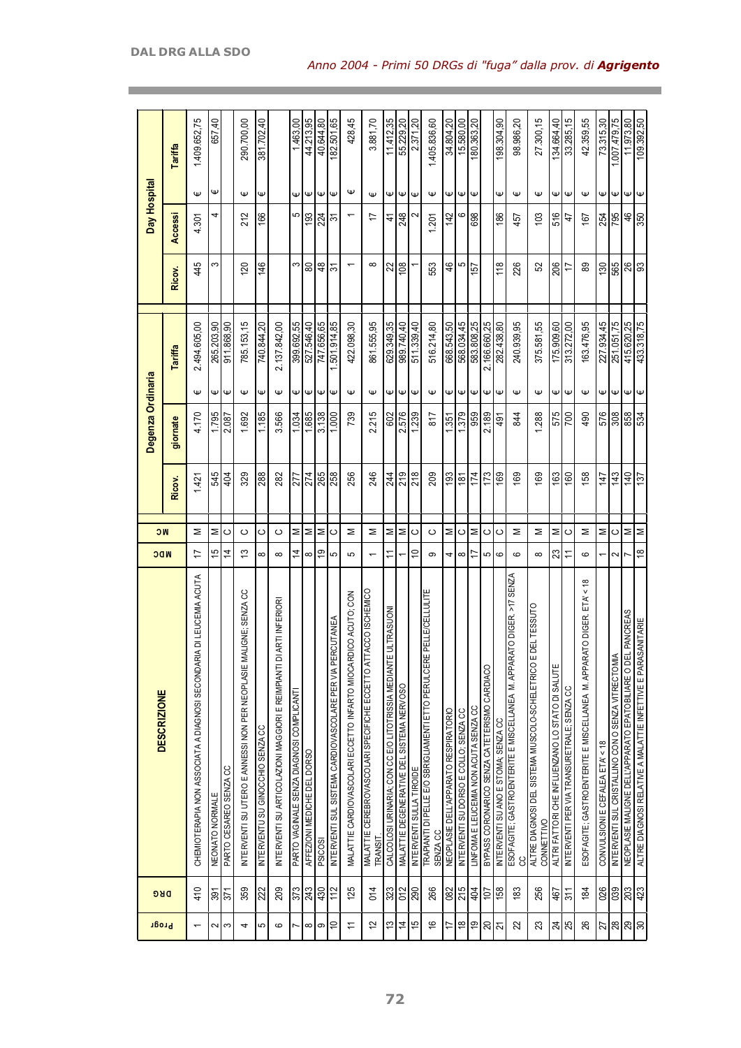## Anno 2004 - Primi 50 DRGs di "fuga" dalla prov. di **Agrigento**

| Progr | DRG | DESCRIZIONE | MDC | MC | Degenza Ordinaria | | | | | Day Hospital | | | |
|---|---|---|---|---|---|---|---|---|---|---|---|---|---|
| | | | | | Ricov. | giornate | | Tariffa | | Ricov. | Accessi | | Tariffa |
| 1 | 410 | CHEMIOTERAPIA NON ASSOCIATA A DIAGNOSI SECONDARIA DI LEUCEMIA ACUTA | 17 | M | 1.421 | 4.170 | € | 2.494.605,00 | | 445 | 4.301 | € | 1.409.652,75 |
| 2 | 391 | NEONATO NORMALE | 15 | M | 545 | 1.795 | € | 265.203,90 | | 3 | 4 | € | 657,40 |
| 3 | 371 | PARTO CESAREO SENZA CC | 14 | C | 404 | 2.087 | € | 911.868,90 | | | | | |
| 4 | 359 | INTERVENTI SU UTERO E ANNESSI NON PER NEOPLASIE MALIGNE; SENZA CC | 13 | C | 329 | 1.692 | € | 785.153,15 | | 120 | 212 | € | 290.700,00 |
| 5 | 222 | INTERVENTU SU GINOCCHIO SENZA CC | 8 | C | 288 | 1.185 | € | 740.844,20 | | 146 | 166 | € | 381.702,40 |
| 6 | 209 | INTERVENTI SU ARTICOLAZIONI MAGGIORI E REIMPIANTI DI ARTI INFERIORI | 8 | C | 282 | 3.566 | € | 2.137.842,00 | | | | | |
| 7 | 373 | PARTO VAGINALE SENZA DIAGNOSI COMPLICANTI | 14 | M | 277 | 1.034 | € | 399.692,55 | | 3 | 5 | € | 1.463,00 |
| 8 | 243 | AFFEZIONI MEDICHE DEL DORSO | 8 | M | 274 | 1.685 | € | 527.546,40 | | 80 | 193 | € | 44.213,95 |
| 9 | 430 | PSICOSI | 19 | M | 265 | 3.138 | € | 747.656,65 | | 48 | 224 | € | 40.644,80 |
| 10 | 112 | INTERVENTI SUL SISTEMA CARDIOVASCOLARE PER VIA PERCUTANEA | 5 | C | 258 | 1.000 | € | 1.501.914,85 | | 31 | 31 | € | 182.501,65 |
| 11 | 125 | MALATTIE CARDIOVASCOLARI ECCETTO INFARTO MIOCARDICO ACUTO; CON | 5 | M | 256 | 739 | € | 422.098,30 | | 1 | 1 | € | 428,45 |
| 12 | 014 | MALATTIE CEREBROVASCOLARI SPECIFICHE ECCETTO ATTACCO ISCHEMICO TRANSIT. | 1 | M | 246 | 2.215 | € | 861.555,95 | | 8 | 17 | € | 3.881,70 |
| 13 | 323 | CALCOLOSI URINARIA; CON CC E/O LITOTRISSIA MEDIANTE ULTRASUONI | 11 | M | 244 | 602 | € | 629.349,35 | | 22 | 41 | € | 11.412,35 |
| 14 | 012 | MALATTIE DEGENERATIVE DEL SISTEMA NERVOSO | 1 | M | 219 | 2.576 | € | 989.740,40 | | 108 | 248 | € | 55.229,20 |
| 15 | 290 | INTERVENTI SULLA TIROIDE | 10 | C | 218 | 1.239 | € | 511.339,40 | | 1 | 2 | € | 2.371,20 |
| 16 | 266 | TRAPIANTI DI PELLE E/O SBRIGLIAMENTI ETTO PER ULCERE PELLE/CELLULITE SENZA CC | 9 | C | 209 | 817 | € | 516.214,80 | | 553 | 1.201 | € | 1.405.836,60 |
| 17 | 082 | NEOPLASIE DELL'APPARATO RESPIRATORIO | 4 | M | 193 | 1.351 | € | 668.543,50 | | 46 | 142 | € | 34.804,20 |
| 18 | 215 | INTERVENTI SU DORSO E COLLO; SENZA CC | 8 | C | 181 | 1.379 | € | 568.034,45 | | 5 | 6 | € | 15.580,00 |
| 19 | 404 | LINFOMA E LEUCEMIA NON ACUTA SENZA CC | 17 | M | 174 | 959 | € | 583.808,25 | | 157 | 698 | € | 180.363,20 |
| 20 | 107 | BYPASS CORONARICO SENZA CATETERISMO CARDIACO | 5 | C | 173 | 2.189 | € | 2.166.660,25 | | | | | |
| 21 | 158 | INTERVENTI SU ANO E STOMA; SENZA CC | 6 | C | 169 | 491 | € | 282.438,80 | | 118 | 186 | € | 198.304,90 |
| 22 | 183 | ESOFAGITE; GASTROENTERITE E MISCELLANEA M. APPARATO DIGER. >17 SENZA CC | 6 | M | 169 | 844 | € | 240.939,95 | | 226 | 457 | € | 98.986,20 |
| 23 | 256 | ALTRE DIAGNOSI DEL SISTEMA MUSCOLO-SCHELETRICO E DEL TESSUTO CONNETTIVO | 8 | M | 169 | 1.288 | € | 375.581,55 | | 52 | 103 | € | 27.300,15 |
| 24 | 467 | ALTRI FATTORI CHE INFLUENZANO LO STATO DI SALUTE | 23 | M | 163 | 575 | € | 175.909,60 | | 206 | 516 | € | 134.664,40 |
| 25 | 311 | INTERVENTI PER VIA TRANSURETRALE; SENZA CC | 11 | C | 160 | 700 | € | 313.272,00 | | 17 | 47 | € | 33.285,15 |
| 26 | 184 | ESOFAGITE; GASTROENTERITE E MISCELLANEA M. APPARATO DIGER. ETA' < 18 | 6 | M | 158 | 490 | € | 163.476,95 | | 89 | 167 | € | 42.359,55 |
| 27 | 026 | CONVULSIONI E CEFALEA ETA' < 18 | 1 | M | 147 | 576 | € | 227.934,45 | | 130 | 254 | € | 73.315,30 |
| 28 | 039 | INTERVENTI SUL CRISTALLINO CON O SENZA VITRECTOMIA | 2 | C | 143 | 308 | € | 251.051,75 | | 565 | 795 | € | 1.007.479,75 |
| 29 | 203 | NEOPLASIE MALIGNE DELL'APPARATO EPATOBILIARE O DEL PANCREAS | 7 | M | 140 | 858 | € | 415.620,25 | | 26 | 46 | € | 11.973,80 |
| 30 | 423 | ALTRE DIAGNOSI RELATIVE A MALATTIE INFETTIVE E PARASSITARIE | 18 | M | 137 | 534 | € | 433.318,75 | | 93 | 350 | € | 109.392,50 |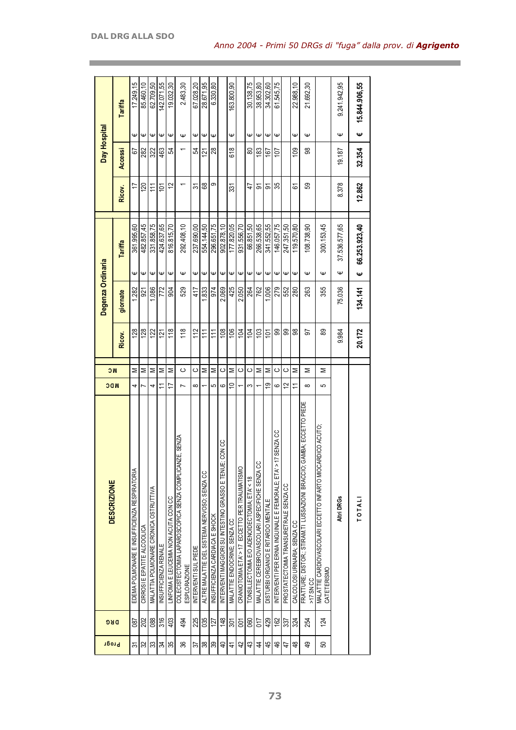*Anno 2004 - Primi 50 DRGs di "fuga" dalla prov. di **Agrigento***

| Progr | DRG | DESCRIZIONE | MDC | MC | Degenza Ordinaria | | | Day Hospital | | |
|---|---|---|---|---|---|---|---|---|---|---|
| | | | | | Ricov. | giornate | Tariffa | Ricov. | Accessi | Tariffa |
| 31 | 087 | EDEMA POLMONARE E INSUFFICIENZA RESPIRATORIA | 4 | M | 128 | 1.282 | € 361.995,60 | 17 | 67 | € 17.249,15 |
| 32 | 202 | CIRROSI E EPATITE ALCOOLICA | 7 | M | 128 | 921 | € 482.857,45 | 120 | 282 | € 85.460,10 |
| 33 | 088 | MALATTIA POLMONARE CRONICA OSTRUTTIVA | 4 | M | 122 | 1.086 | € 331.858,75 | 111 | 322 | € 62.709,50 |
| 34 | 316 | INSUFFICIENZA RENALE | 11 | M | 121 | 772 | € 424.637,65 | 101 | 463 | € 142.071,55 |
| 35 | 403 | LINFOMA E LEUCEMIA NON ACUTA CON CC | 17 | M | 118 | 904 | € 816.815,70 | 12 | 54 | € 19.032,30 |
| 36 | 494 | COLECISTECTOMIA LAPAROSCOPICA SENZA COMPLICANZE, SENZA ESPLORAZIONE | 7 | C | 118 | 529 | € 292.408,10 | 1 | 1 | € 2.483,30 |
| 37 | 225 | INTERVENTI SUL PIEDE | 8 | C | 112 | 417 | € 237.690,00 | 31 | 54 | € 67.028,20 |
| 38 | 035 | ALTRE MALATTIE DEL SISTEMA NERVOSO; SENZA CC | 1 | M | 111 | 1.833 | € 554.144,50 | 68 | 121 | € 28.671,95 |
| 39 | 127 | INSUFFICIENZA CARDIACA E SHOCK | 5 | M | 111 | 974 | € 296.651,75 | 9 | 28 | € 6.330,80 |
| 40 | 148 | INTERVENTI MAGGIORI SU INTESTINO GRASSO E TENUE; CON CC | 6 | C | 108 | 2.069 | € 902.878,10 | | | |
| 41 | 301 | MALATTIE ENDOCRINE; SENZA CC | 10 | M | 106 | 425 | € 177.820,05 | 331 | 618 | € 163.800,90 |
| 42 | 001 | CRANIOTOMIA ETA' > 17 ECCETTO PER TRAUMATISMO | 1 | C | 104 | 2.050 | € 931.556,70 | | | |
| 43 | 060 | TONSILLECTOMIA E/O ADENOIDECTOMIA; ETA' < 18 | 3 | C | 104 | 264 | € 66.851,50 | 47 | 80 | € 30.138,75 |
| 44 | 017 | MALATTIE CEREBROVASCOLARI ASPECIFICHE SENZA CC | 1 | M | 103 | 762 | € 266.538,65 | 91 | 183 | € 38.953,80 |
| 45 | 429 | DISTURBI ORGANICI E RITARDO MENTALE | 19 | M | 101 | 1.006 | € 341.552,55 | 91 | 167 | € 34.302,60 |
| 46 | 162 | INTERVENTI PER ERNIA INGUINALE E FEMORALE; ETA' > 17 SENZA CC | 6 | C | 99 | 279 | € 146.057,75 | 35 | 107 | € 61.545,75 |
| 47 | 337 | PROSTATECTOMIA TRANSURETRALE SENZA CC | 12 | C | 99 | 552 | € 247.351,50 | | | |
| 48 | 324 | CALCOLOSI URINARIA; SENZA CC | 11 | M | 98 | 280 | € 119.570,80 | 61 | 109 | € 22.988,10 |
| 49 | 254 | FRATTURE; DISTOR.; STIRAM.TI LUSSAZIONI BRACCIO; GAMBA; ECCETTO PIEDE >17 SN CC | 8 | M | 97 | 263 | € 108.738,90 | 59 | 98 | € 21.692,30 |
| 50 | 124 | MALATTIE CARDIOVASCOLARI ECCETTO INFARTO MIOCARDICO ACUTO; CATETERISMO | 5 | M | 89 | 355 | € 300.153,45 | | | |
| | | **Altri DRGs** | | | 9.984 | 75.036 | € 37.536.577,65 | 8.378 | 19.187 | € 9.241.942,95 |
| | | **TOTALI** | | | **20.172** | **134.141** | **€ 66.253.923,40** | **12.862** | **32.354** | **€ 15.844.906,55** |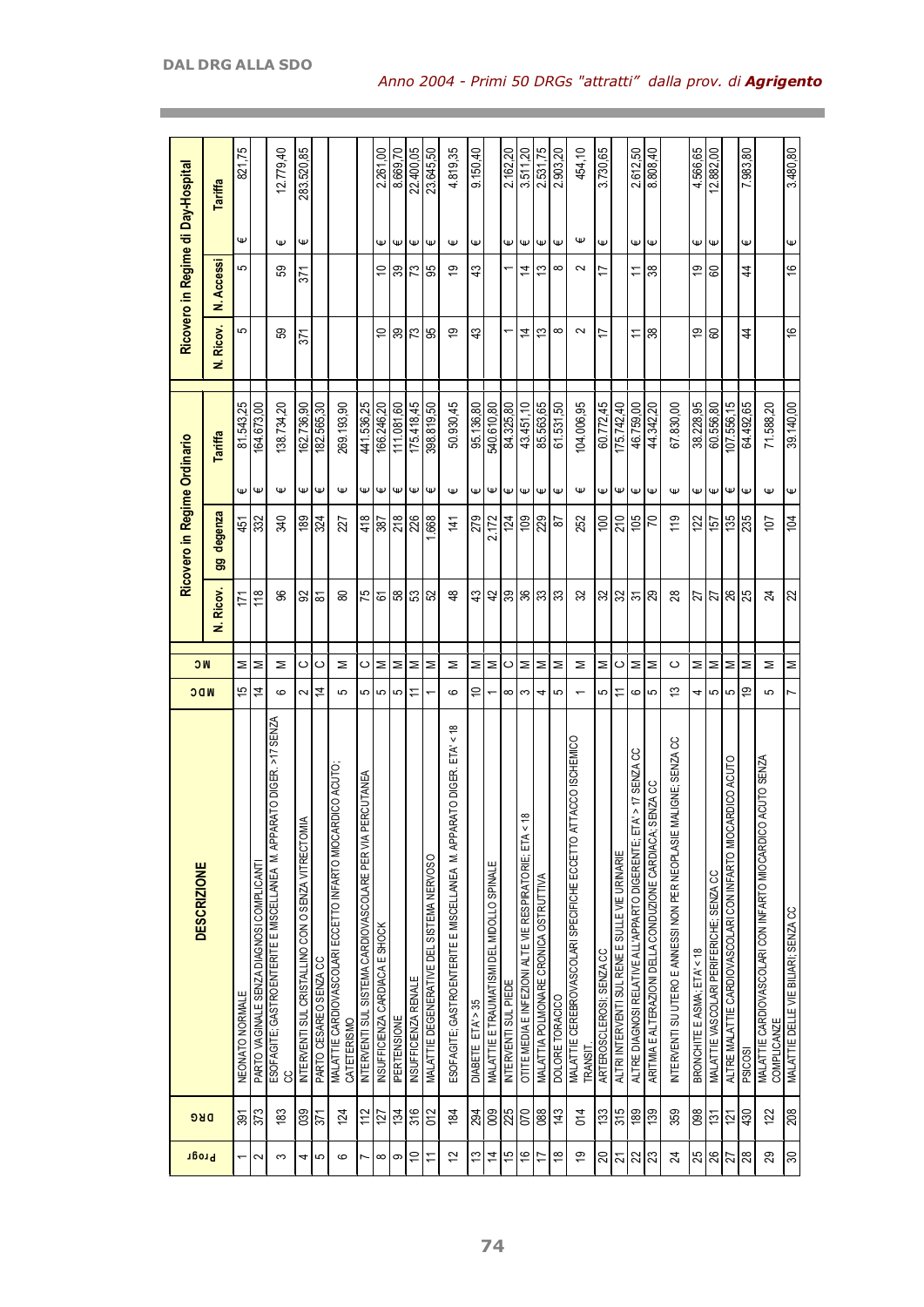## Anno 2004 - Primi 50 DRGs "attratti" dalla prov. di **Agrigento**

| Progr | DRG | DESCRIZIONE | MDC | M C | Ricovero in Regime Ordinario | | | Ricovero in Regime di Day-Hospital | | |
|---|---|---|---|---|---|---|---|---|---|---|
| | | | | | N. Ricov. | gg degenza | Tariffa | N. Ricov. | N. Accessi | Tariffa |
| 1 | 391 | NEONATO NORMALE | 15 | M | 171 | 451 | € 81.543,25 | 5 | 5 | € 821,75 |
| 2 | 373 | PARTO VAGINALE SENZA DIAGNOSI COMPLICANTI | 14 | M | 118 | 332 | € 164.673,00 | | | |
| 3 | 183 | ESOFAGITE; GASTROENTERITE E MISCELLANEA M. APPARATO DIGER. >17 SENZA CC | 6 | M | 96 | 340 | € 138.734,20 | 59 | 59 | € 12.779,40 |
| 4 | 039 | INTERVENTI SUL CRISTALLINO CON O SENZA VITRECTOMIA | 2 | C | 92 | 189 | € 162.736,90 | 371 | 371 | € 283.520,85 |
| 5 | 371 | PARTO CESAREO SENZA CC | 14 | C | 81 | 324 | € 182.565,30 | | | |
| 6 | 124 | MALATTIE CARDIOVASCOLARI ECCETTO INFARTO MIOCARDICO ACUTO; CATETERISMO | 5 | M | 80 | 227 | € 269.193,90 | | | |
| 7 | 112 | INTERVENTI SUL SISTEMA CARDIOVASCOLARE PER VIA PERCUTANEA | 5 | C | 75 | 418 | € 441.536,25 | | | |
| 8 | 127 | INSUFFICIENZA CARDIACA E SHOCK | 5 | M | 61 | 387 | € 166.246,20 | 10 | 10 | € 2.261,00 |
| 9 | 134 | IPERTENSIONE | 5 | M | 58 | 218 | € 111.081,60 | 39 | 39 | € 8.669,70 |
| 10 | 316 | INSUFFICIENZA RENALE | 11 | M | 53 | 226 | € 175.418,45 | 73 | 73 | € 22.400,05 |
| 11 | 012 | MALATTIE DEGENERATIVE DEL SISTEMA NERVOSO | 1 | M | 52 | 1.668 | € 398.819,50 | 95 | 95 | € 23.645,50 |
| 12 | 184 | ESOFAGITE; GASTROENTERITE E MISCELLANEA M. APPARATO DIGER. ETA' < 18 | 6 | M | 48 | 141 | € 50.930,45 | 19 | 19 | € 4.819,35 |
| 13 | 294 | DIABETE ETA' > 35 | 10 | M | 43 | 279 | € 95.136,80 | 43 | 43 | € 9.150,40 |
| 14 | 009 | MALATTIE E TRAUMATISMI DEL MIDOLLO SPINALE | 1 | M | 42 | 2.172 | € 540.610,80 | | | |
| 15 | 225 | INTERVENTI SUL PIEDE | 8 | C | 39 | 124 | € 84.325,80 | 1 | 1 | € 2.162,20 |
| 16 | 070 | OTITE MEDIA E INFEZIONI ALTE VIE RESPIRATORIE; ETA' < 18 | 3 | M | 36 | 109 | € 43.451,10 | 14 | 14 | € 3.511,20 |
| 17 | 088 | MALATTIA POLMONARE CRONICA OSTRUTTIVA | 4 | M | 33 | 229 | € 85.563,65 | 13 | 13 | € 2.531,75 |
| 18 | 143 | DOLORE TORACICO | 5 | M | 33 | 87 | € 61.531,50 | 8 | 8 | € 2.903,20 |
| 19 | 014 | MALATTIE CEREBROVASCOLARI SPECIFICHE ECCETTO ATTACCO ISCHEMICO TRANSIT. | 1 | M | 32 | 252 | € 104.006,95 | 2 | 2 | € 454,10 |
| 20 | 133 | ARTEROSCLEROSI; SENZA CC | 5 | M | 32 | 100 | € 60.772,45 | 17 | 17 | € 3.730,65 |
| 21 | 315 | ALTRI INTERVENTI SUL RENE E SULLE VIE URINARIE | 11 | C | 32 | 210 | € 175.742,40 | | | |
| 22 | 189 | ALTRE DIAGNOSI RELATIVE ALL'APPARATO DIGERENTE; ETA' > 17 SENZA CC | 6 | M | 31 | 105 | € 46.759,00 | 11 | 11 | € 2.612,50 |
| 23 | 139 | ARITMIA E ALTERAZIONI DELLA CONDUZIONE CARDIACA; SENZA CC | 5 | M | 29 | 70 | € 44.342,20 | 38 | 38 | € 8.808,40 |
| 24 | 359 | INTERVENTI SU UTERO E ANNESSI NON PER NEOPLASIE MALIGNE; SENZA CC | 13 | C | 28 | 119 | € 67.830,00 | | | |
| 25 | 098 | BRONCHITE E ASMA; ETA' < 18 | 4 | M | 27 | 122 | € 38.228,95 | 19 | 19 | € 4.566,65 |
| 26 | 131 | MALATTIE VASCOLARI PERIFERICHE; SENZA CC | 5 | M | 27 | 157 | € 60.556,80 | 60 | 60 | € 12.882,00 |
| 27 | 121 | ALTRE MALATTIE CARDIOVASCOLARI CON INFARTO MIOCARDICO ACUTO | 5 | M | 26 | 135 | € 107.556,15 | | | |
| 28 | 430 | PSICOSI | 19 | M | 25 | 235 | € 64.492,65 | 44 | 44 | € 7.983,80 |
| 29 | 122 | MALATTIE CARDIOVASCOLARI CON INFARTO MIOCARDICO ACUTO SENZA COMPLICANZE | 5 | M | 24 | 107 | € 71.588,20 | | | |
| 30 | 208 | MALATTIE DELLE VIE BILIARI; SENZA CC | 7 | M | 22 | 104 | € 39.140,00 | 16 | 16 | € 3.480,80 |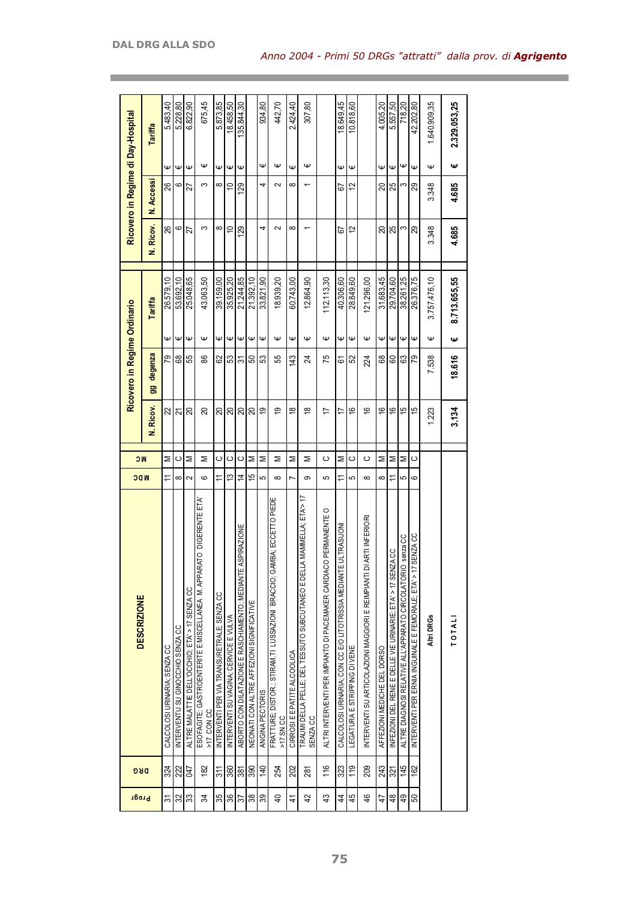## Anno 2004 - Primi 50 DRGs "attratti" dalla prov. di ***Agrigento***

| Progr | DRG | DESCRIZIONE | MDC | M C | Ricovero in Regime Ordinario | | | Ricovero in Regime di Day-Hospital | | |
|---|---|---|---|---|---|---|---|---|---|---|
| | | | | | N. Ricov. | gg degenza | Tariffa | N. Ricov. | N. Accessi | Tariffa |
| 31 | 324 | CALCOLOSI URINARIA; SENZA CC | 11 | M | 22 | 79 | € 26.579,10 | 26 | 26 | € 5.483,40 |
| 32 | 222 | INTERVENTU SU GINOCCHIO SENZA CC | 8 | C | 21 | 68 | € 53.692,10 | 6 | 6 | € 5.228,80 |
| 33 | 047 | ALTRE MALATTIE DELL'OCCHIO; ETA' > 17 SENZA CC | 2 | M | 20 | 55 | € 25.048,65 | 27 | 27 | € 6.822,90 |
| 34 | 182 | ESOFAGITE; GASTROENTERITE E MISCELLANEA M. APPARATO DIGERENTE ETA' >17 CON CC | 6 | M | 20 | 86 | € 43.063,50 | 3 | 3 | € 675,45 |
| 35 | 311 | INTERVENTI PER VIA TRANSURETRALE; SENZA CC | 11 | C | 20 | 62 | € 39.159,00 | 8 | 8 | € 5.873,85 |
| 36 | 360 | INTERVENTI SU VAGINA;CERVICE E VULVA | 13 | C | 20 | 53 | € 35.925,20 | 10 | 10 | € 18.458,50 |
| 37 | 381 | ABORTO CON DILATAZIONE E RASCHIAMENTO; MEDIANTE ASPIRAZIONE | 14 | C | 20 | 31 | € 21.244,85 | 129 | 129 | € 135.844,30 |
| 38 | 390 | NEONATI CON ALTRE AFFEZIONI SIGNIFICATIVE | 15 | M | 20 | 50 | € 21.392,10 | | | |
| 39 | 140 | ANGINA PECTORIS | 5 | M | 19 | 53 | € 33.821,90 | 4 | 4 | € 934,80 |
| 40 | 254 | FRATTURE; DISTOR.; STIRAM.TI LUSSAZIONI BRACCIO; GAMBA; ECCETTO PIEDE >17 SN CC | 8 | M | 19 | 55 | € 18.939,20 | 2 | 2 | € 442,70 |
| 41 | 202 | CIRROSI E EPATITE ALCOOLICA | 7 | M | 18 | 143 | € 60.743,00 | 8 | 8 | € 2.424,40 |
| 42 | 281 | TRAUMI DELLA PELLE; DEL TESSUTO SUBCUTANEO E DELLA MAMMELLA; ETA'>17 SENZA CC | 9 | M | 18 | 24 | € 12.864,90 | 1 | 1 | € 307,80 |
| 43 | 116 | ALTRI INTERVENTI PER IMPIANTO DI PACEMAKER CARDIACO PERMANENTE O | 5 | C | 17 | 75 | € 112.113,30 | | | |
| 44 | 323 | CALCOLOSI URINARIA; CON CC E/O LITOTRISSIA MEDIANTE ULTRASUONI | 11 | M | 17 | 61 | € 40.306,60 | 67 | 67 | € 18.649,45 |
| 45 | 119 | LEGATURA E STRIPPING DI VENE | 5 | C | 16 | 52 | € 28.849,60 | 12 | 12 | € 10.818,60 |
| 46 | 209 | INTERVENTI SU ARTICOLAZIONI MAGGIORI E REIMPIANTI DI ARTI INFERIORI | 8 | C | 16 | 224 | € 121.296,00 | | | |
| 47 | 243 | AFFEZIONI MEDICHE DEL DORSO | 8 | M | 16 | 68 | € 31.683,45 | 20 | 20 | € 4.005,20 |
| 48 | 321 | INFEZIONI DEL RENE E DELLE VIE URINARIE; ETA' > 17 SENZA CC | 11 | M | 16 | 60 | € 29.704,60 | 25 | 25 | € 5.557,50 |
| 49 | 145 | ALTRE DIAGNOSI RELATIVE ALL'APPARATO CIRCOLATORIO senza CC | 5 | M | 15 | 63 | € 38.261,25 | 3 | 3 | € 718,20 |
| 50 | 162 | INTERVENTI PER ERNIA INGUINALE E FEMORALE; ETA' > 17 SENZA CC | 6 | C | 15 | 79 | € 26.376,75 | 29 | 29 | € 42.202,80 |
| | | Altri DRGs | | | 1.223 | 7.538 | € 3.757.476,10 | 3.348 | 3.348 | € 1.640.909,35 |
| | | **T O T A L I** | | | **3.134** | **18.616** | **€ 8.713.655,55** | **4.685** | **4.685** | **€ 2.329.053,25** |